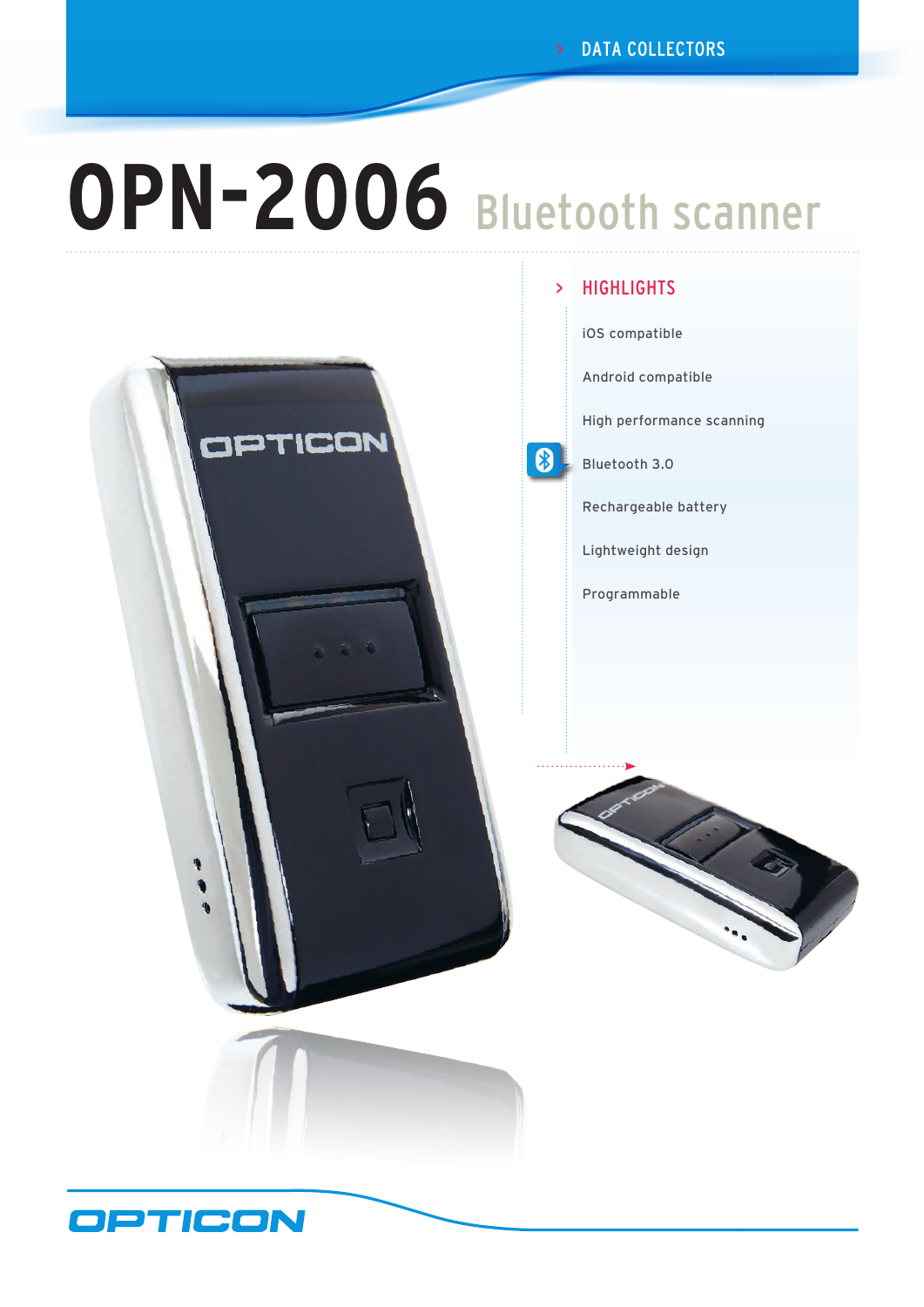DATA COLLECTORS

# OPN-2006 Bluetooth scanner

## HIGHLIGHTS

- iOS compatible
- Android compatible
- High performance scanning
- Bluetooth 3.0
- Rechargeable battery
- Lightweight design
- Programmable

OPTICON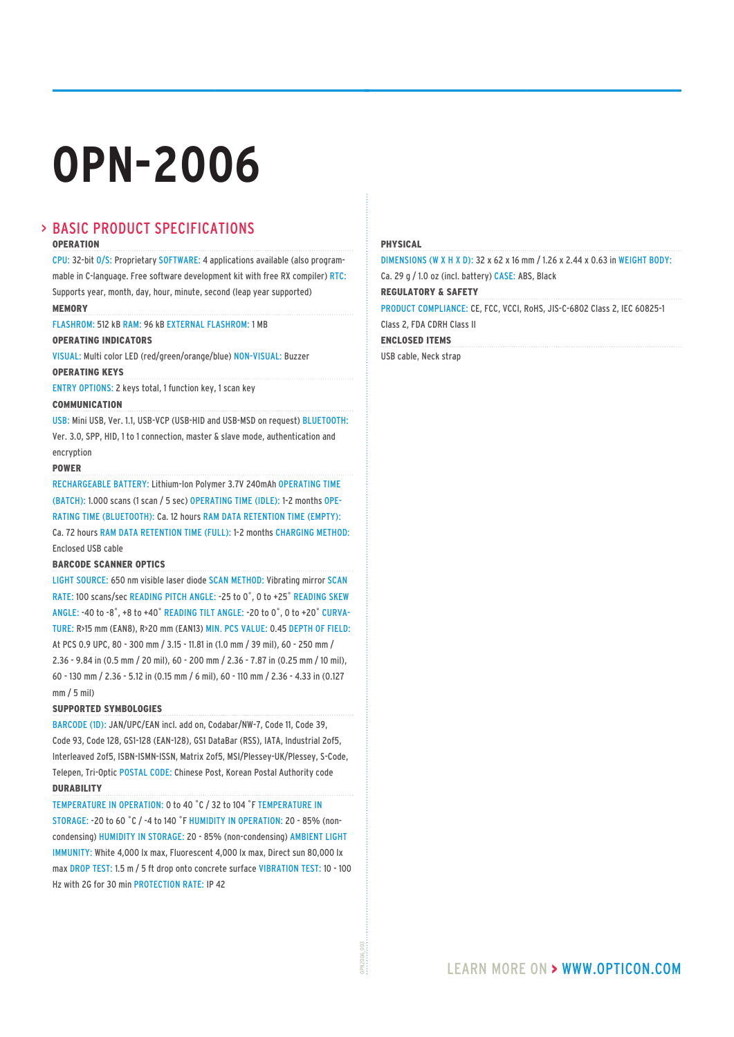# OPN-2006

## › BASIC PRODUCT SPECIFICATIONS

### OPERATION

CPU: 32-bit O/S: Proprietary SOFTWARE: 4 applications available (also programmable in C-language. Free software development kit with free RX compiler) RTC: Supports year, month, day, hour, minute, second (leap year supported)

### MEMORY

FLASHROM: 512 kB RAM: 96 kB EXTERNAL FLASHROM: 1 MB

### OPERATING INDICATORS

VISUAL: Multi color LED (red/green/orange/blue) NON-VISUAL: Buzzer

### OPERATING KEYS

ENTRY OPTIONS: 2 keys total, 1 function key, 1 scan key

### COMMUNICATION

USB: Mini USB, Ver. 1.1, USB-VCP (USB-HID and USB-MSD on request) BLUETOOTH: Ver. 3.0, SPP, HID, 1 to 1 connection, master & slave mode, authentication and encryption

### POWER

RECHARGEABLE BATTERY: Lithium-Ion Polymer 3.7V 240mAh OPERATING TIME (BATCH): 1.000 scans (1 scan / 5 sec) OPERATING TIME (IDLE): 1-2 months OPERATING TIME (BLUETOOTH): Ca. 12 hours RAM DATA RETENTION TIME (EMPTY): Ca. 72 hours RAM DATA RETENTION TIME (FULL): 1-2 months CHARGING METHOD: Enclosed USB cable

### BARCODE SCANNER OPTICS

LIGHT SOURCE: 650 nm visible laser diode SCAN METHOD: Vibrating mirror SCAN RATE: 100 scans/sec READING PITCH ANGLE: -25 to 0˚, 0 to +25˚ READING SKEW ANGLE: -40 to -8˚, +8 to +40˚ READING TILT ANGLE: -20 to 0˚, 0 to +20˚ CURVATURE: R>15 mm (EAN8), R>20 mm (EAN13) MIN. PCS VALUE: 0.45 DEPTH OF FIELD: At PCS 0.9 UPC, 80 - 300 mm / 3.15 - 11.81 in (1.0 mm / 39 mil), 60 - 250 mm / 2.36 - 9.84 in (0.5 mm / 20 mil), 60 - 200 mm / 2.36 - 7.87 in (0.25 mm / 10 mil), 60 - 130 mm / 2.36 - 5.12 in (0.15 mm / 6 mil), 60 - 110 mm / 2.36 - 4.33 in (0.127 mm / 5 mil)

### SUPPORTED SYMBOLOGIES

BARCODE (1D): JAN/UPC/EAN incl. add on, Codabar/NW-7, Code 11, Code 39, Code 93, Code 128, GS1-128 (EAN-128), GS1 DataBar (RSS), IATA, Industrial 2of5, Interleaved 2of5, ISBN-ISMN-ISSN, Matrix 2of5, MSI/Plessey-UK/Plessey, S-Code, Telepen, Tri-Optic POSTAL CODE: Chinese Post, Korean Postal Authority code

### DURABILITY

TEMPERATURE IN OPERATION: 0 to 40 ˚C / 32 to 104 ˚F TEMPERATURE IN STORAGE: -20 to 60 ˚C / -4 to 140 ˚F HUMIDITY IN OPERATION: 20 - 85% (non-condensing) HUMIDITY IN STORAGE: 20 - 85% (non-condensing) AMBIENT LIGHT IMMUNITY: White 4,000 lx max, Fluorescent 4,000 lx max, Direct sun 80,000 lx max DROP TEST: 1.5 m / 5 ft drop onto concrete surface VIBRATION TEST: 10 - 100 Hz with 2G for 30 min PROTECTION RATE: IP 42

### PHYSICAL

DIMENSIONS (W X H X D): 32 x 62 x 16 mm / 1.26 x 2.44 x 0.63 in WEIGHT BODY: Ca. 29 g / 1.0 oz (incl. battery) CASE: ABS, Black

### REGULATORY & SAFETY

PRODUCT COMPLIANCE: CE, FCC, VCCI, RoHS, JIS-C-6802 Class 2, IEC 60825-1 Class 2, FDA CDRH Class II

### ENCLOSED ITEMS

USB cable, Neck strap

LEARN MORE ON › WWW.OPTICON.COM